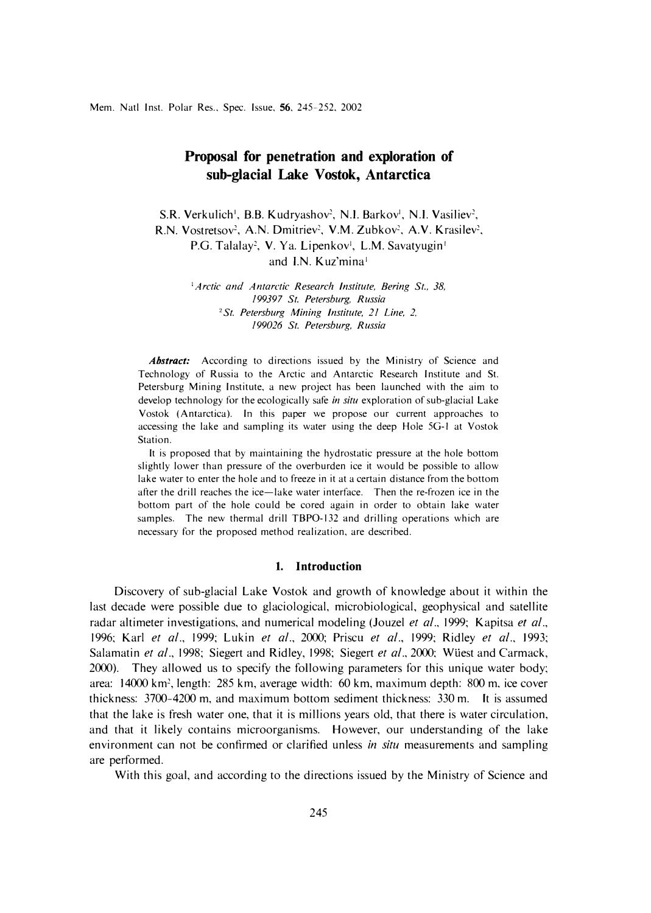# Proposal for penetration and exploration of sub-glacial Lake Vostok, Antarctica

S.R. Verkulich[1], B.B. Kudryashov[2], N.I. Barkov[1], N.I. Vasiliev[2], R.N. Vostretsov[2], A.N. Dmitriev[2], V.M. Zubkov[2], A.V. Krasilev[2], P.G. Talalay[2], V. Ya. Lipenkov[1], L.M. Savatyugin[1] and I.N. Kuz'mina[1]

[1] *Arctic and Antarctic Research Institute, Bering St., 38, 199397 St. Petersburg, Russia*

[2] *St. Petersburg Mining Institute, 21 Line, 2, 199026 St. Petersburg, Russia*

***Abstract:*** According to directions issued by the Ministry of Science and Technology of Russia to the Arctic and Antarctic Research Institute and St. Petersburg Mining Institute, a new project has been launched with the aim to develop technology for the ecologically safe *in situ* exploration of sub-glacial Lake Vostok (Antarctica). In this paper we propose our current approaches to accessing the lake and sampling its water using the deep Hole 5G-1 at Vostok Station.

It is proposed that by maintaining the hydrostatic pressure at the hole bottom slightly lower than pressure of the overburden ice it would be possible to allow lake water to enter the hole and to freeze in it at a certain distance from the bottom after the drill reaches the ice—lake water interface. Then the re-frozen ice in the bottom part of the hole could be cored again in order to obtain lake water samples. The new thermal drill TBPO-132 and drilling operations which are necessary for the proposed method realization, are described.

## 1. Introduction

Discovery of sub-glacial Lake Vostok and growth of knowledge about it within the last decade were possible due to glaciological, microbiological, geophysical and satellite radar altimeter investigations, and numerical modeling (Jouzel *et al.*, 1999; Kapitsa *et al.*, 1996; Karl *et al.*, 1999; Lukin *et al.*, 2000; Priscu *et al.*, 1999; Ridley *et al.*, 1993; Salamatin *et al.*, 1998; Siegert and Ridley, 1998; Siegert *et al.*, 2000; Wüest and Carmack, 2000). They allowed us to specify the following parameters for this unique water body; area: 14000 km$^2$, length: 285 km, average width: 60 km, maximum depth: 800 m, ice cover thickness: 3700–4200 m, and maximum bottom sediment thickness: 330 m. It is assumed that the lake is fresh water one, that it is millions years old, that there is water circulation, and that it likely contains microorganisms. However, our understanding of the lake environment can not be confirmed or clarified unless *in situ* measurements and sampling are performed.

With this goal, and according to the directions issued by the Ministry of Science and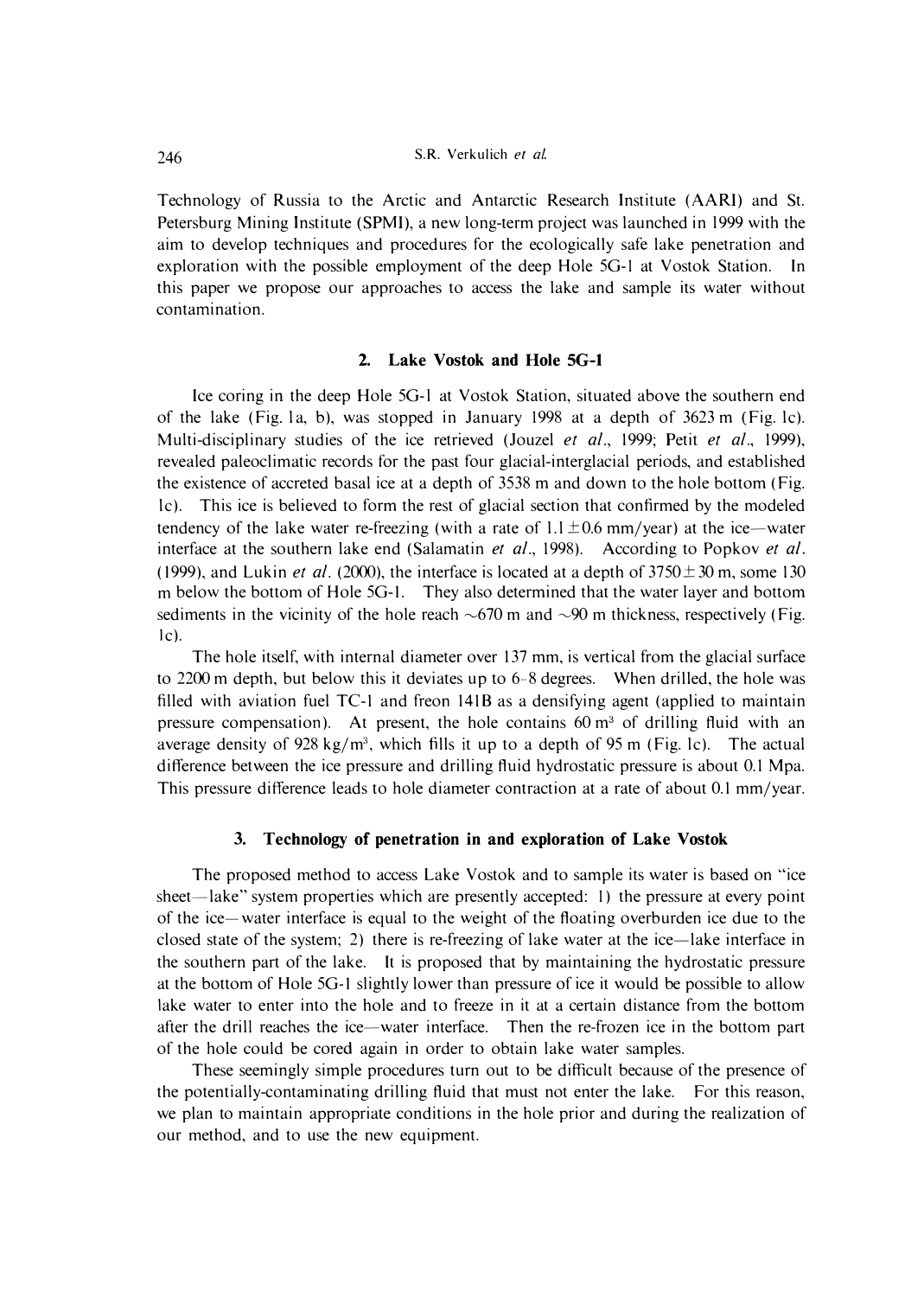Technology of Russia to the Arctic and Antarctic Research Institute (AARI) and St. Petersburg Mining Institute (SPMI), a new long-term project was launched in 1999 with the aim to develop techniques and procedures for the ecologically safe lake penetration and exploration with the possible employment of the deep Hole 5G-1 at Vostok Station. In this paper we propose our approaches to access the lake and sample its water without contamination.

## 2. Lake Vostok and Hole 5G-1

Ice coring in the deep Hole 5G-1 at Vostok Station, situated above the southern end of the lake (Fig. 1a, b), was stopped in January 1998 at a depth of 3623 m (Fig. 1c). Multi-disciplinary studies of the ice retrieved (Jouzel *et al*., 1999; Petit *et al*., 1999), revealed paleoclimatic records for the past four glacial-interglacial periods, and established the existence of accreted basal ice at a depth of 3538 m and down to the hole bottom (Fig. 1c). This ice is believed to form the rest of glacial section that confirmed by the modeled tendency of the lake water re-freezing (with a rate of $1.1 \pm 0.6$ mm/year) at the ice—water interface at the southern lake end (Salamatin *et al*., 1998). According to Popkov *et al*. (1999), and Lukin *et al*. (2000), the interface is located at a depth of $3750 \pm 30$ m, some 130 m below the bottom of Hole 5G-1. They also determined that the water layer and bottom sediments in the vicinity of the hole reach ~670 m and ~90 m thickness, respectively (Fig. 1c).

The hole itself, with internal diameter over 137 mm, is vertical from the glacial surface to 2200 m depth, but below this it deviates up to 6–8 degrees. When drilled, the hole was filled with aviation fuel TC-1 and freon 141B as a densifying agent (applied to maintain pressure compensation). At present, the hole contains 60 m$^3$ of drilling fluid with an average density of 928 kg/m$^3$, which fills it up to a depth of 95 m (Fig. 1c). The actual difference between the ice pressure and drilling fluid hydrostatic pressure is about 0.1 Mpa. This pressure difference leads to hole diameter contraction at a rate of about 0.1 mm/year.

## 3. Technology of penetration in and exploration of Lake Vostok

The proposed method to access Lake Vostok and to sample its water is based on "ice sheet—lake" system properties which are presently accepted: 1) the pressure at every point of the ice—water interface is equal to the weight of the floating overburden ice due to the closed state of the system; 2) there is re-freezing of lake water at the ice—lake interface in the southern part of the lake. It is proposed that by maintaining the hydrostatic pressure at the bottom of Hole 5G-1 slightly lower than pressure of ice it would be possible to allow lake water to enter into the hole and to freeze in it at a certain distance from the bottom after the drill reaches the ice—water interface. Then the re-frozen ice in the bottom part of the hole could be cored again in order to obtain lake water samples.

These seemingly simple procedures turn out to be difficult because of the presence of the potentially-contaminating drilling fluid that must not enter the lake. For this reason, we plan to maintain appropriate conditions in the hole prior and during the realization of our method, and to use the new equipment.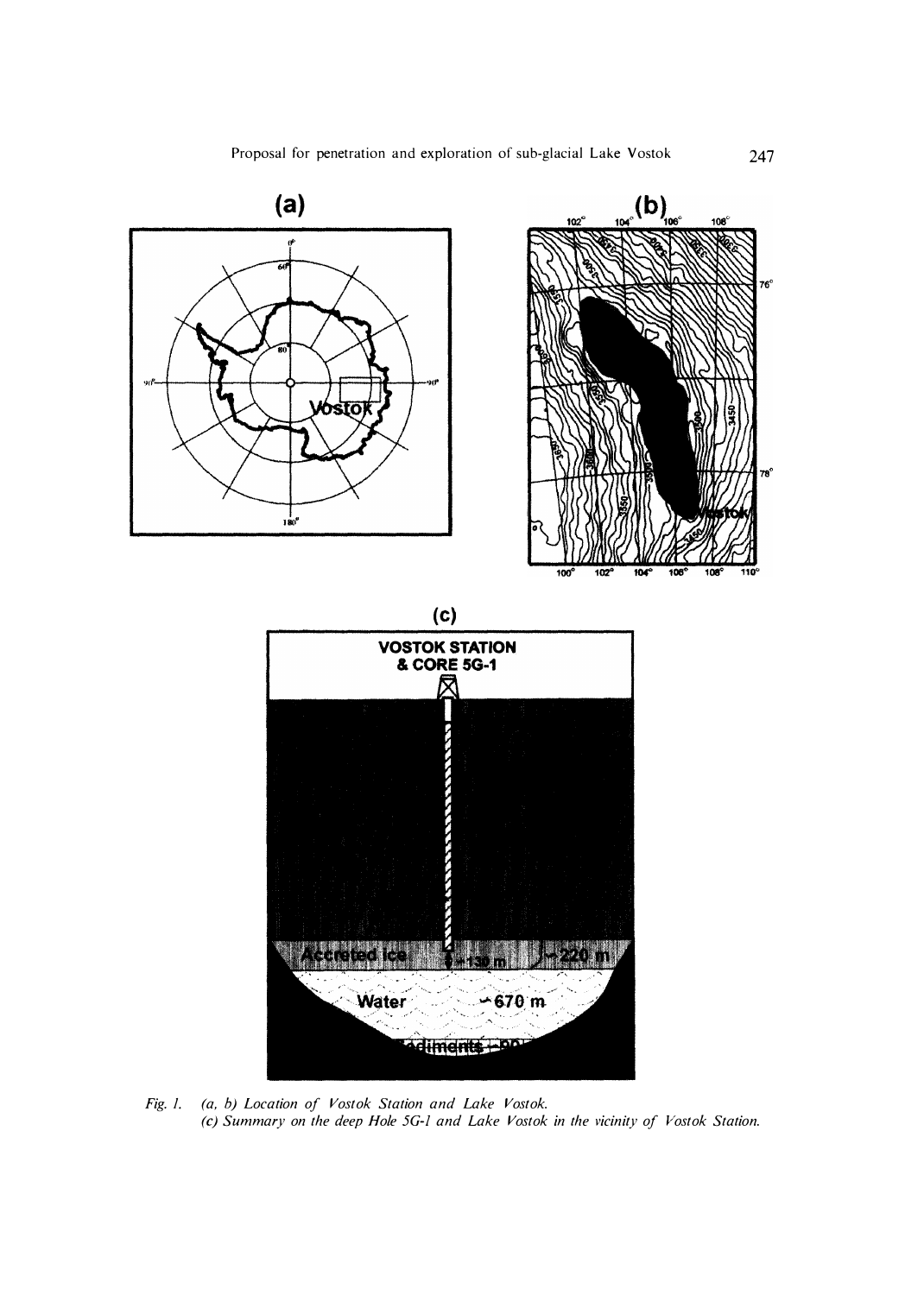Fig. 1. *(a, b) Location of Vostok Station and Lake Vostok.*
*(c) Summary on the deep Hole 5G-1 and Lake Vostok in the vicinity of Vostok Station.*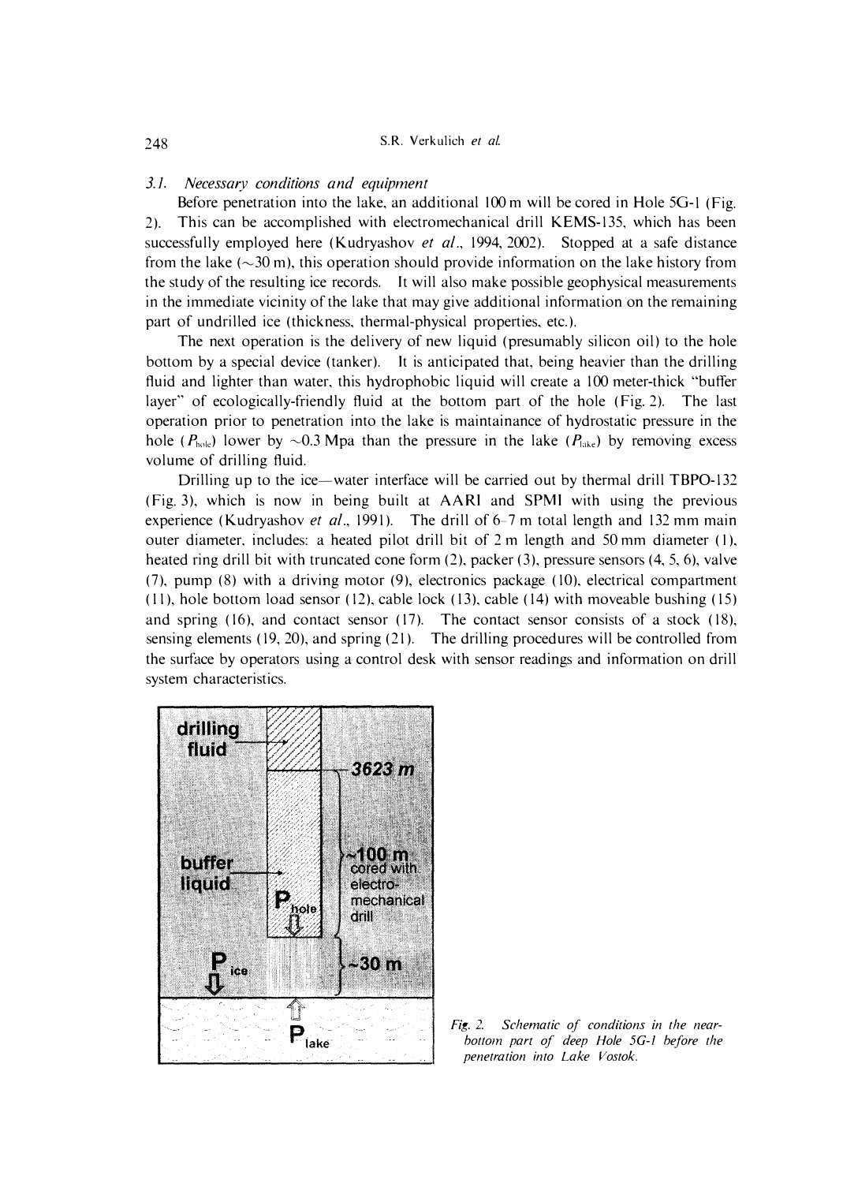### 3.1. Necessary conditions and equipment

Before penetration into the lake, an additional 100 m will be cored in Hole 5G-1 (Fig. 2). This can be accomplished with electromechanical drill KEMS-135, which has been successfully employed here (Kudryashov *et al.*, 1994, 2002). Stopped at a safe distance from the lake (~30 m), this operation should provide information on the lake history from the study of the resulting ice records. It will also make possible geophysical measurements in the immediate vicinity of the lake that may give additional information on the remaining part of undrilled ice (thickness, thermal-physical properties, etc.).

The next operation is the delivery of new liquid (presumably silicon oil) to the hole bottom by a special device (tanker). It is anticipated that, being heavier than the drilling fluid and lighter than water, this hydrophobic liquid will create a 100 meter-thick "buffer layer" of ecologically-friendly fluid at the bottom part of the hole (Fig. 2). The last operation prior to penetration into the lake is maintainance of hydrostatic pressure in the hole ($P_{hole}$) lower by ~0.3 Mpa than the pressure in the lake ($P_{lake}$) by removing excess volume of drilling fluid.

Drilling up to the ice—water interface will be carried out by thermal drill TBPO-132 (Fig. 3), which is now in being built at AARI and SPMI with using the previous experience (Kudryashov *et al.*, 1991). The drill of 6–7 m total length and 132 mm main outer diameter, includes: a heated pilot drill bit of 2 m length and 50 mm diameter (1), heated ring drill bit with truncated cone form (2), packer (3), pressure sensors (4, 5, 6), valve (7), pump (8) with a driving motor (9), electronics package (10), electrical compartment (11), hole bottom load sensor (12), cable lock (13), cable (14) with moveable bushing (15) and spring (16), and contact sensor (17). The contact sensor consists of a stock (18), sensing elements (19, 20), and spring (21). The drilling procedures will be controlled from the surface by operators using a control desk with sensor readings and information on drill system characteristics.

*Fig. 2. Schematic of conditions in the near-bottom part of deep Hole 5G-1 before the penetration into Lake Vostok.*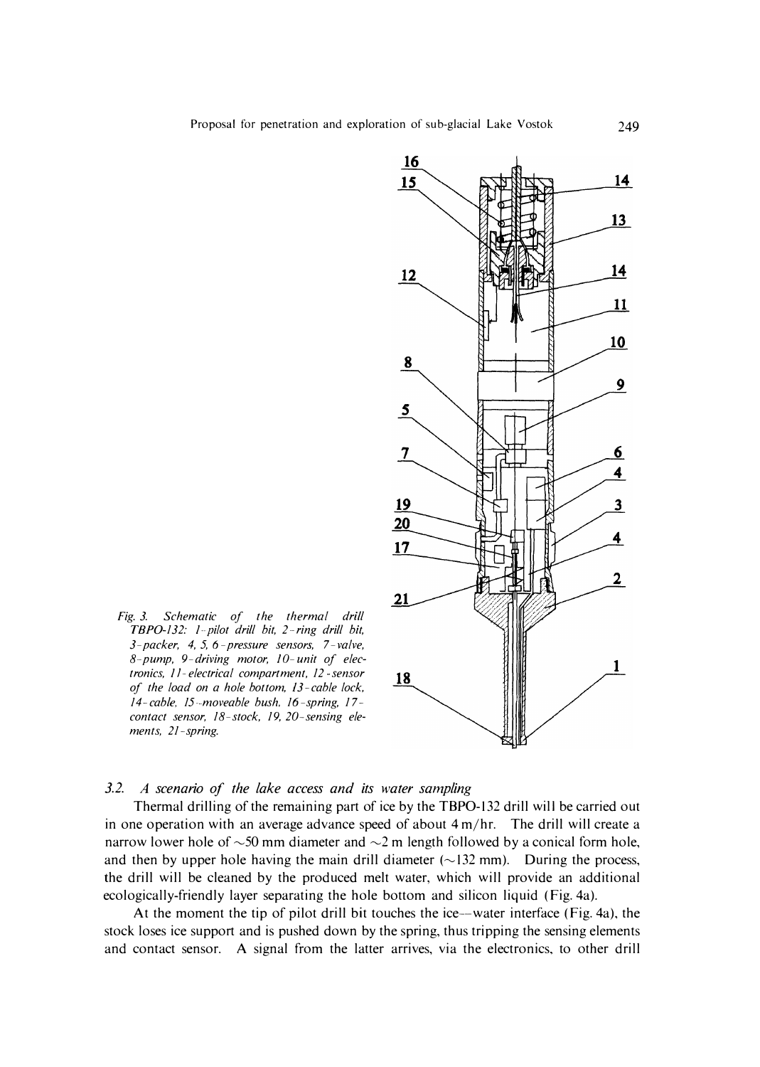*Fig. 3. Schematic of the thermal drill TBPO-132: 1-pilot drill bit, 2-ring drill bit, 3-packer, 4, 5, 6-pressure sensors, 7-valve, 8-pump, 9-driving motor, 10-unit of electronics, 11-electrical compartment, 12-sensor of the load on a hole bottom, 13-cable lock, 14-cable, 15-moveable bush, 16-spring, 17-contact sensor, 18-stock, 19, 20-sensing elements, 21-spring.*

### *3.2. A scenario of the lake access and its water sampling*

Thermal drilling of the remaining part of ice by the TBPO-132 drill will be carried out in one operation with an average advance speed of about 4 m/hr. The drill will create a narrow lower hole of ~50 mm diameter and ~2 m length followed by a conical form hole, and then by upper hole having the main drill diameter (~132 mm). During the process, the drill will be cleaned by the produced melt water, which will provide an additional ecologically-friendly layer separating the hole bottom and silicon liquid (Fig. 4a).

At the moment the tip of pilot drill bit touches the ice—water interface (Fig. 4a), the stock loses ice support and is pushed down by the spring, thus tripping the sensing elements and contact sensor. A signal from the latter arrives, via the electronics, to other drill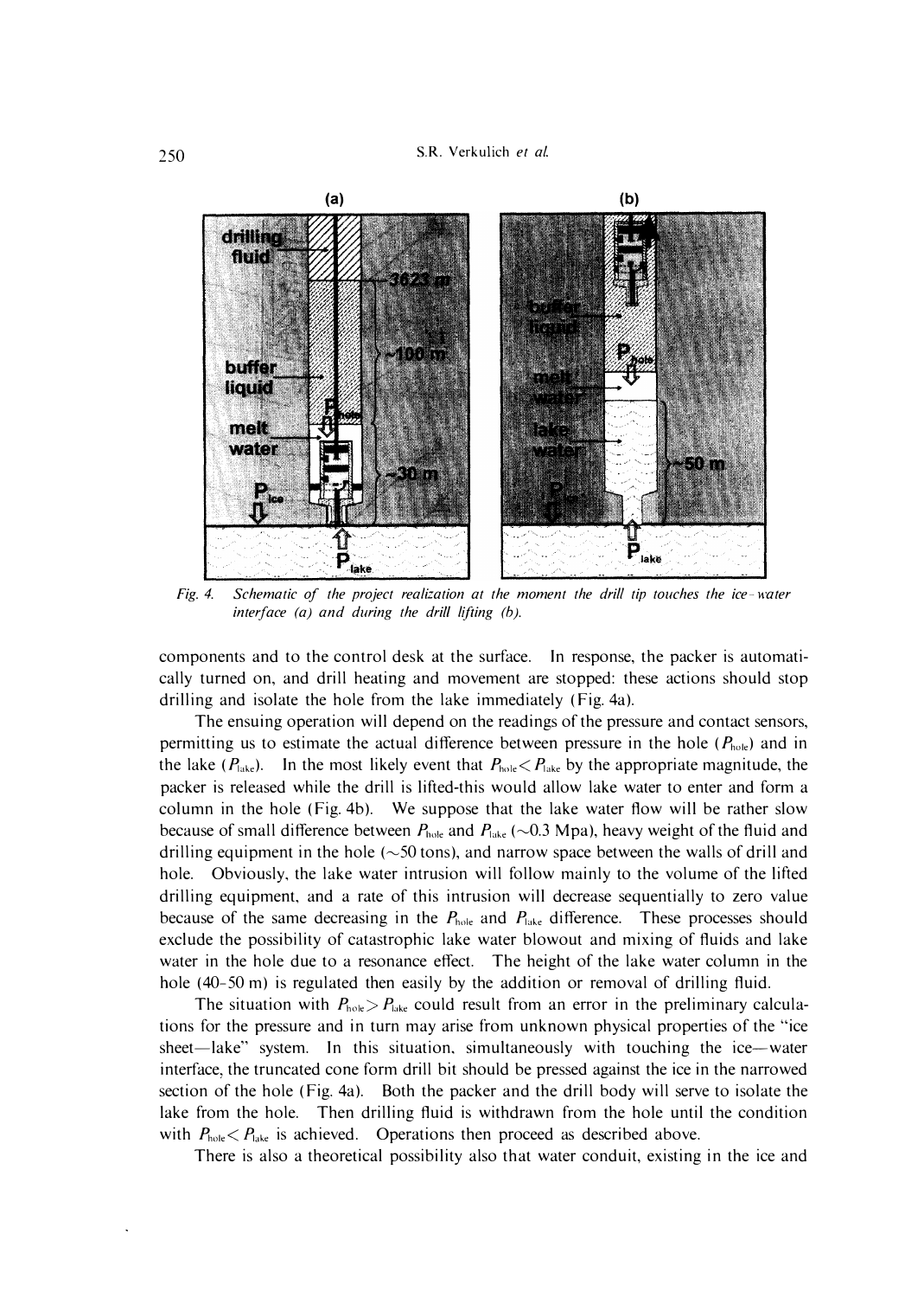*Fig. 4. Schematic of the project realization at the moment the drill tip touches the ice-water interface (a) and during the drill lifting (b).*

components and to the control desk at the surface. In response, the packer is automatically turned on, and drill heating and movement are stopped: these actions should stop drilling and isolate the hole from the lake immediately (Fig. 4a).

The ensuing operation will depend on the readings of the pressure and contact sensors, permitting us to estimate the actual difference between pressure in the hole ($P_{hole}$) and in the lake ($P_{lake}$). In the most likely event that $P_{hole} < P_{lake}$ by the appropriate magnitude, the packer is released while the drill is lifted-this would allow lake water to enter and form a column in the hole (Fig. 4b). We suppose that the lake water flow will be rather slow because of small difference between $P_{hole}$ and $P_{lake}$ (~0.3 Mpa), heavy weight of the fluid and drilling equipment in the hole (~50 tons), and narrow space between the walls of drill and hole. Obviously, the lake water intrusion will follow mainly to the volume of the lifted drilling equipment, and a rate of this intrusion will decrease sequentially to zero value because of the same decreasing in the $P_{hole}$ and $P_{lake}$ difference. These processes should exclude the possibility of catastrophic lake water blowout and mixing of fluids and lake water in the hole due to a resonance effect. The height of the lake water column in the hole (40-50 m) is regulated then easily by the addition or removal of drilling fluid.

The situation with $P_{hole} > P_{lake}$ could result from an error in the preliminary calculations for the pressure and in turn may arise from unknown physical properties of the "ice sheet—lake" system. In this situation, simultaneously with touching the ice—water interface, the truncated cone form drill bit should be pressed against the ice in the narrowed section of the hole (Fig. 4a). Both the packer and the drill body will serve to isolate the lake from the hole. Then drilling fluid is withdrawn from the hole until the condition with $P_{hole} < P_{lake}$ is achieved. Operations then proceed as described above.

There is also a theoretical possibility also that water conduit, existing in the ice and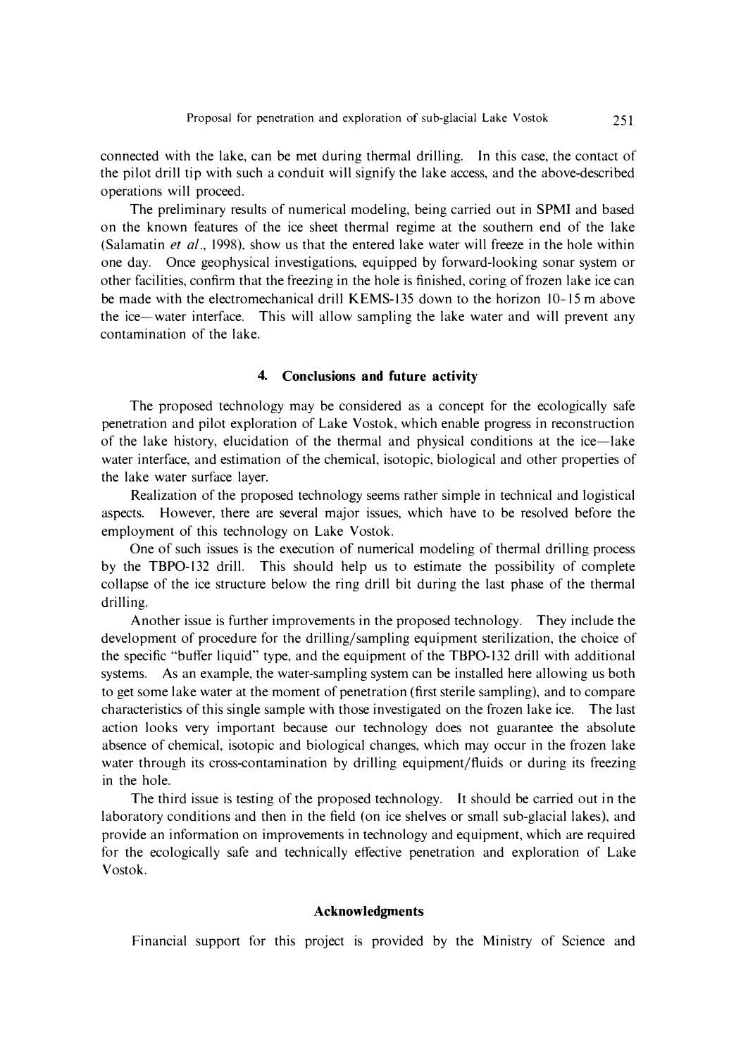connected with the lake, can be met during thermal drilling. In this case, the contact of the pilot drill tip with such a conduit will signify the lake access, and the above-described operations will proceed.

The preliminary results of numerical modeling, being carried out in SPMI and based on the known features of the ice sheet thermal regime at the southern end of the lake (Salamatin *et al*., 1998), show us that the entered lake water will freeze in the hole within one day. Once geophysical investigations, equipped by forward-looking sonar system or other facilities, confirm that the freezing in the hole is finished, coring of frozen lake ice can be made with the electromechanical drill KEMS-135 down to the horizon 10–15 m above the ice—water interface. This will allow sampling the lake water and will prevent any contamination of the lake.

## 4. Conclusions and future activity

The proposed technology may be considered as a concept for the ecologically safe penetration and pilot exploration of Lake Vostok, which enable progress in reconstruction of the lake history, elucidation of the thermal and physical conditions at the ice—lake water interface, and estimation of the chemical, isotopic, biological and other properties of the lake water surface layer.

Realization of the proposed technology seems rather simple in technical and logistical aspects. However, there are several major issues, which have to be resolved before the employment of this technology on Lake Vostok.

One of such issues is the execution of numerical modeling of thermal drilling process by the TBPO-132 drill. This should help us to estimate the possibility of complete collapse of the ice structure below the ring drill bit during the last phase of the thermal drilling.

Another issue is further improvements in the proposed technology. They include the development of procedure for the drilling/sampling equipment sterilization, the choice of the specific "buffer liquid" type, and the equipment of the TBPO-132 drill with additional systems. As an example, the water-sampling system can be installed here allowing us both to get some lake water at the moment of penetration (first sterile sampling), and to compare characteristics of this single sample with those investigated on the frozen lake ice. The last action looks very important because our technology does not guarantee the absolute absence of chemical, isotopic and biological changes, which may occur in the frozen lake water through its cross-contamination by drilling equipment/fluids or during its freezing in the hole.

The third issue is testing of the proposed technology. It should be carried out in the laboratory conditions and then in the field (on ice shelves or small sub-glacial lakes), and provide an information on improvements in technology and equipment, which are required for the ecologically safe and technically effective penetration and exploration of Lake Vostok.

## Acknowledgments

Financial support for this project is provided by the Ministry of Science and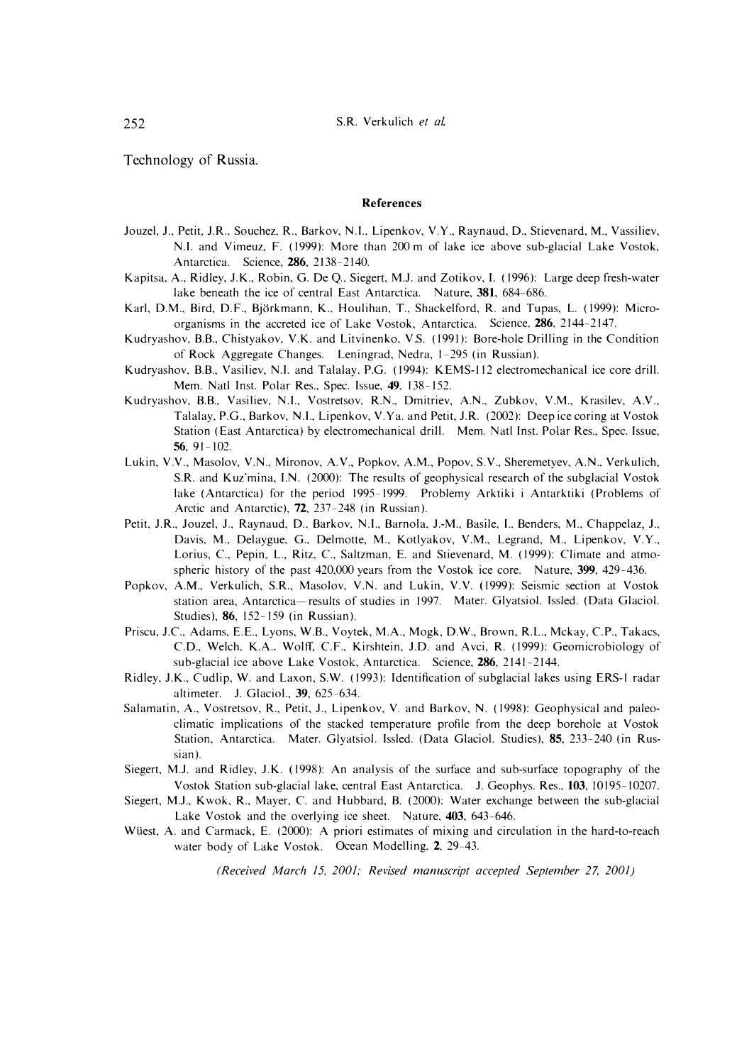Technology of Russia.

## References

Jouzel, J., Petit, J.R., Souchez, R., Barkov, N.I., Lipenkov, V.Y., Raynaud, D., Stievenard, M., Vassiliev, N.I. and Vimeuz, F. (1999): More than 200 m of lake ice above sub-glacial Lake Vostok, Antarctica. Science, **286**, 2138–2140.

Kapitsa, A., Ridley, J.K., Robin, G. De Q., Siegert, M.J. and Zotikov, I. (1996): Large deep fresh-water lake beneath the ice of central East Antarctica. Nature, **381**, 684–686.

Karl, D.M., Bird, D.F., Björkmann, K., Houlihan, T., Shackelford, R. and Tupas, L. (1999): Micro-organisms in the accreted ice of Lake Vostok, Antarctica. Science, **286**, 2144–2147.

Kudryashov, B.B., Chistyakov, V.K. and Litvinenko, V.S. (1991): Bore-hole Drilling in the Condition of Rock Aggregate Changes. Leningrad, Nedra, 1–295 (in Russian).

Kudryashov, B.B., Vasiliev, N.I. and Talalay, P.G. (1994): KEMS-112 electromechanical ice core drill. Mem. Natl Inst. Polar Res., Spec. Issue, **49**, 138–152.

Kudryashov, B.B., Vasiliev, N.I., Vostretsov, R.N., Dmitriev, A.N., Zubkov, V.M., Krasilev, A.V., Talalay, P.G., Barkov, N.I., Lipenkov, V.Ya. and Petit, J.R. (2002): Deep ice coring at Vostok Station (East Antarctica) by electromechanical drill. Mem. Natl Inst. Polar Res., Spec. Issue, **56**, 91–102.

Lukin, V.V., Masolov, V.N., Mironov, A.V., Popkov, A.M., Popov, S.V., Sheremetyev, A.N., Verkulich, S.R. and Kuz'mina, I.N. (2000): The results of geophysical research of the subglacial Vostok lake (Antarctica) for the period 1995–1999. Problemy Arktiki i Antarktiki (Problems of Arctic and Antarctic), **72**, 237–248 (in Russian).

Petit, J.R., Jouzel, J., Raynaud, D., Barkov, N.I., Barnola, J.-M., Basile, I., Benders, M., Chappelaz, J., Davis, M., Delaygue, G., Delmotte, M., Kotlyakov, V.M., Legrand, M., Lipenkov, V.Y., Lorius, C., Pepin, L., Ritz, C., Saltzman, E. and Stievenard, M. (1999): Climate and atmospheric history of the past 420,000 years from the Vostok ice core. Nature, **399**, 429–436.

Popkov, A.M., Verkulich, S.R., Masolov, V.N. and Lukin, V.V. (1999): Seismic section at Vostok station area, Antarctica—results of studies in 1997. Mater. Glyatsiol. Issled. (Data Glaciol. Studies), **86**, 152–159 (in Russian).

Priscu, J.C., Adams, E.E., Lyons, W.B., Voytek, M.A., Mogk, D.W., Brown, R.L., Mckay, C.P., Takacs, C.D., Welch, K.A., Wolff, C.F., Kirshtein, J.D. and Avci, R. (1999): Geomicrobiology of sub-glacial ice above Lake Vostok, Antarctica. Science, **286**, 2141–2144.

Ridley, J.K., Cudlip, W. and Laxon, S.W. (1993): Identification of subglacial lakes using ERS-1 radar altimeter. J. Glaciol., **39**, 625–634.

Salamatin, A., Vostretsov, R., Petit, J., Lipenkov, V. and Barkov, N. (1998): Geophysical and paleoclimatic implications of the stacked temperature profile from the deep borehole at Vostok Station, Antarctica. Mater. Glyatsiol. Issled. (Data Glaciol. Studies), **85**, 233–240 (in Russian).

Siegert, M.J. and Ridley, J.K. (1998): An analysis of the surface and sub-surface topography of the Vostok Station sub-glacial lake, central East Antarctica. J. Geophys. Res., **103**, 10195–10207.

Siegert, M.J., Kwok, R., Mayer, C. and Hubbard, B. (2000): Water exchange between the sub-glacial Lake Vostok and the overlying ice sheet. Nature, **403**, 643–646.

Wüest, A. and Carmack, E. (2000): A priori estimates of mixing and circulation in the hard-to-reach water body of Lake Vostok. Ocean Modelling, **2**, 29–43.

*(Received March 15, 2001; Revised manuscript accepted September 27, 2001)*